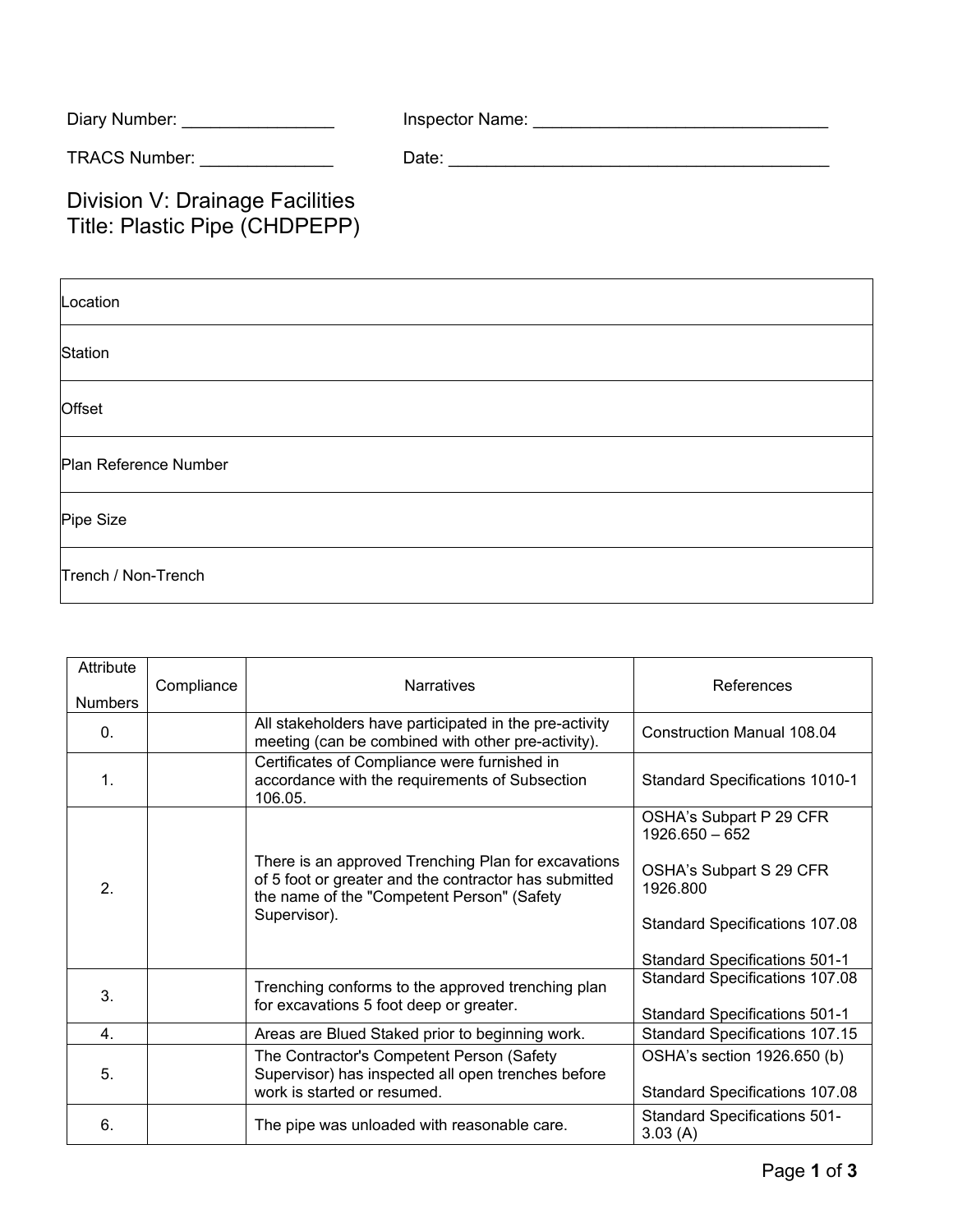Diary Number: ________________ Inspector Name: ________________________________

TRACS Number: ______________ Date: __________________________________________

# Division V: Drainage Facilities
# Title: Plastic Pipe (CHDPEPP)

| Location |
|---|
| Station |
| Offset |
| Plan Reference Number |
| Pipe Size |
| Trench / Non-Trench |

| Attribute Numbers | Compliance | Narratives | References |
|---|---|---|---|
| 0. | | All stakeholders have participated in the pre-activity meeting (can be combined with other pre-activity). | Construction Manual 108.04 |
| 1. | | Certificates of Compliance were furnished in accordance with the requirements of Subsection 106.05. | Standard Specifications 1010-1 |
| 2. | | There is an approved Trenching Plan for excavations of 5 foot or greater and the contractor has submitted the name of the "Competent Person" (Safety Supervisor). | OSHA's Subpart P 29 CFR 1926.650 – 652<br><br>OSHA's Subpart S 29 CFR 1926.800<br><br>Standard Specifications 107.08<br><br>Standard Specifications 501-1 |
| 3. | | Trenching conforms to the approved trenching plan for excavations 5 foot deep or greater. | Standard Specifications 107.08<br><br>Standard Specifications 501-1 |
| 4. | | Areas are Blued Staked prior to beginning work. | Standard Specifications 107.15 |
| 5. | | The Contractor's Competent Person (Safety Supervisor) has inspected all open trenches before work is started or resumed. | OSHA's section 1926.650 (b)<br><br>Standard Specifications 107.08 |
| 6. | | The pipe was unloaded with reasonable care. | Standard Specifications 501-3.03 (A) |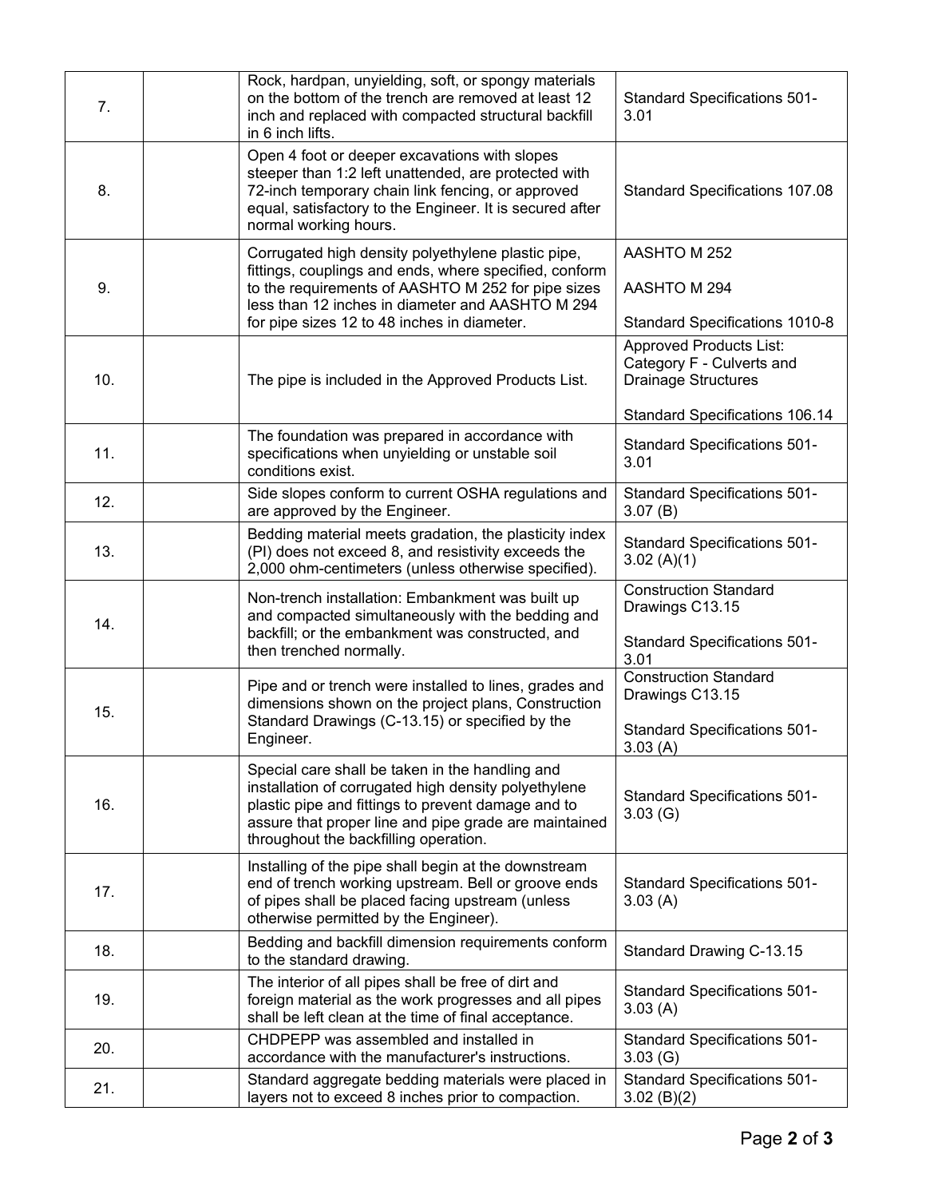| | | | |
|---|---|---|---|
| 7. | | Rock, hardpan, unyielding, soft, or spongy materials on the bottom of the trench are removed at least 12 inch and replaced with compacted structural backfill in 6 inch lifts. | Standard Specifications 501-3.01 |
| 8. | | Open 4 foot or deeper excavations with slopes steeper than 1:2 left unattended, are protected with 72-inch temporary chain link fencing, or approved equal, satisfactory to the Engineer. It is secured after normal working hours. | Standard Specifications 107.08 |
| 9. | | Corrugated high density polyethylene plastic pipe, fittings, couplings and ends, where specified, conform to the requirements of AASHTO M 252 for pipe sizes less than 12 inches in diameter and AASHTO M 294 for pipe sizes 12 to 48 inches in diameter. | AASHTO M 252<br><br>AASHTO M 294<br><br>Standard Specifications 1010-8 |
| 10. | | The pipe is included in the Approved Products List. | Approved Products List: Category F - Culverts and Drainage Structures<br><br>Standard Specifications 106.14 |
| 11. | | The foundation was prepared in accordance with specifications when unyielding or unstable soil conditions exist. | Standard Specifications 501-3.01 |
| 12. | | Side slopes conform to current OSHA regulations and are approved by the Engineer. | Standard Specifications 501-3.07 (B) |
| 13. | | Bedding material meets gradation, the plasticity index (PI) does not exceed 8, and resistivity exceeds the 2,000 ohm-centimeters (unless otherwise specified). | Standard Specifications 501-3.02 (A)(1) |
| 14. | | Non-trench installation: Embankment was built up and compacted simultaneously with the bedding and backfill; or the embankment was constructed, and then trenched normally. | Construction Standard Drawings C13.15<br><br>Standard Specifications 501-3.01 |
| 15. | | Pipe and or trench were installed to lines, grades and dimensions shown on the project plans, Construction Standard Drawings (C-13.15) or specified by the Engineer. | Construction Standard Drawings C13.15<br><br>Standard Specifications 501-3.03 (A) |
| 16. | | Special care shall be taken in the handling and installation of corrugated high density polyethylene plastic pipe and fittings to prevent damage and to assure that proper line and pipe grade are maintained throughout the backfilling operation. | Standard Specifications 501-3.03 (G) |
| 17. | | Installing of the pipe shall begin at the downstream end of trench working upstream. Bell or groove ends of pipes shall be placed facing upstream (unless otherwise permitted by the Engineer). | Standard Specifications 501-3.03 (A) |
| 18. | | Bedding and backfill dimension requirements conform to the standard drawing. | Standard Drawing C-13.15 |
| 19. | | The interior of all pipes shall be free of dirt and foreign material as the work progresses and all pipes shall be left clean at the time of final acceptance. | Standard Specifications 501-3.03 (A) |
| 20. | | CHDPEPP was assembled and installed in accordance with the manufacturer's instructions. | Standard Specifications 501-3.03 (G) |
| 21. | | Standard aggregate bedding materials were placed in layers not to exceed 8 inches prior to compaction. | Standard Specifications 501-3.02 (B)(2) |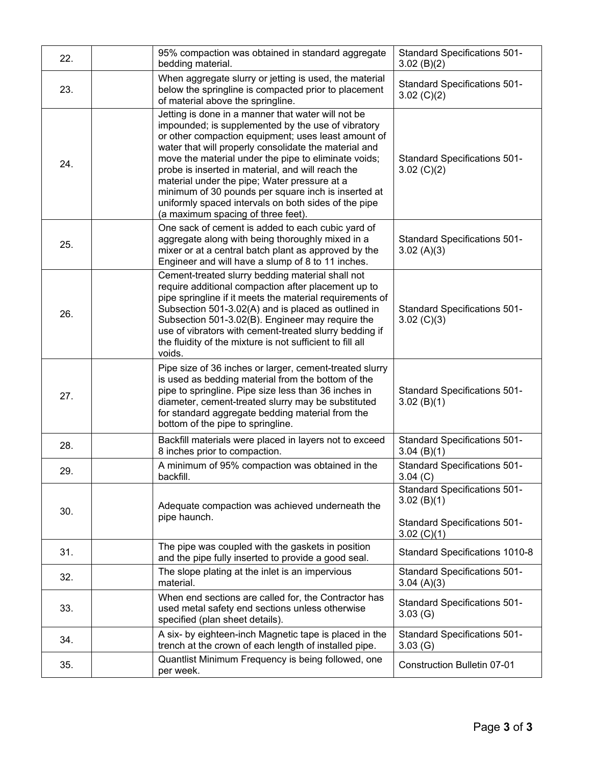| | | | |
|---|---|---|---|
| 22. | | 95% compaction was obtained in standard aggregate bedding material. | Standard Specifications 501-3.02 (B)(2) |
| 23. | | When aggregate slurry or jetting is used, the material below the springline is compacted prior to placement of material above the springline. | Standard Specifications 501-3.02 (C)(2) |
| 24. | | Jetting is done in a manner that water will not be impounded; is supplemented by the use of vibratory or other compaction equipment; uses least amount of water that will properly consolidate the material and move the material under the pipe to eliminate voids; probe is inserted in material, and will reach the material under the pipe; Water pressure at a minimum of 30 pounds per square inch is inserted at uniformly spaced intervals on both sides of the pipe (a maximum spacing of three feet). | Standard Specifications 501-3.02 (C)(2) |
| 25. | | One sack of cement is added to each cubic yard of aggregate along with being thoroughly mixed in a mixer or at a central batch plant as approved by the Engineer and will have a slump of 8 to 11 inches. | Standard Specifications 501-3.02 (A)(3) |
| 26. | | Cement-treated slurry bedding material shall not require additional compaction after placement up to pipe springline if it meets the material requirements of Subsection 501-3.02(A) and is placed as outlined in Subsection 501-3.02(B). Engineer may require the use of vibrators with cement-treated slurry bedding if the fluidity of the mixture is not sufficient to fill all voids. | Standard Specifications 501-3.02 (C)(3) |
| 27. | | Pipe size of 36 inches or larger, cement-treated slurry is used as bedding material from the bottom of the pipe to springline. Pipe size less than 36 inches in diameter, cement-treated slurry may be substituted for standard aggregate bedding material from the bottom of the pipe to springline. | Standard Specifications 501-3.02 (B)(1) |
| 28. | | Backfill materials were placed in layers not to exceed 8 inches prior to compaction. | Standard Specifications 501-3.04 (B)(1) |
| 29. | | A minimum of 95% compaction was obtained in the backfill. | Standard Specifications 501-3.04 (C) |
| 30. | | Adequate compaction was achieved underneath the pipe haunch. | Standard Specifications 501-3.02 (B)(1)<br><br>Standard Specifications 501-3.02 (C)(1) |
| 31. | | The pipe was coupled with the gaskets in position and the pipe fully inserted to provide a good seal. | Standard Specifications 1010-8 |
| 32. | | The slope plating at the inlet is an impervious material. | Standard Specifications 501-3.04 (A)(3) |
| 33. | | When end sections are called for, the Contractor has used metal safety end sections unless otherwise specified (plan sheet details). | Standard Specifications 501-3.03 (G) |
| 34. | | A six- by eighteen-inch Magnetic tape is placed in the trench at the crown of each length of installed pipe. | Standard Specifications 501-3.03 (G) |
| 35. | | Quantlist Minimum Frequency is being followed, one per week. | Construction Bulletin 07-01 |